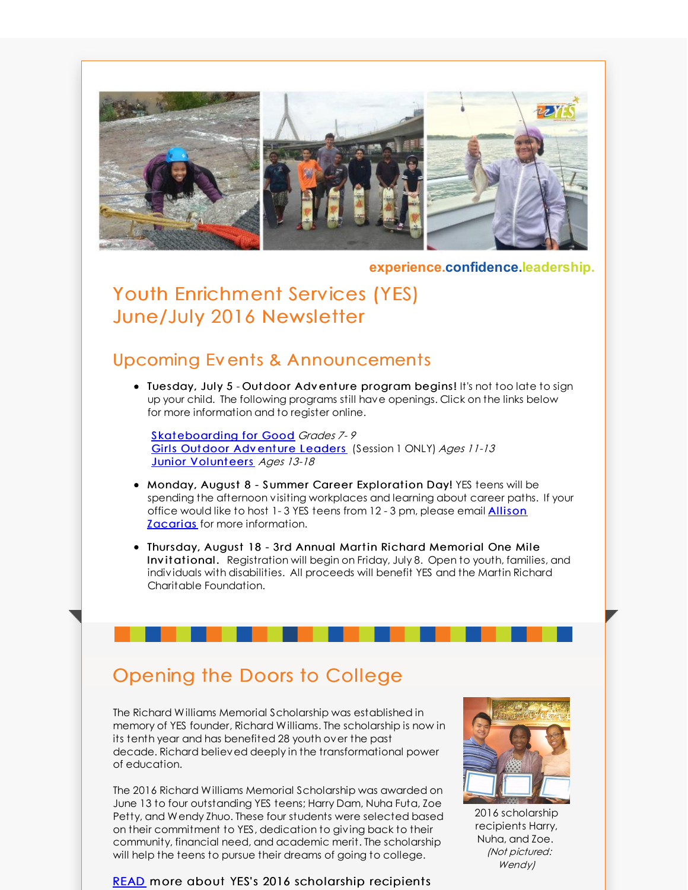experience.confidence.leadership.

# Youth Enrichment Services (YES) June/July 2016 Newsletter

## Upcoming Events & Announcements

- **Tuesday, July 5 - Outdoor Adventure program begins!** It's not too late to sign up your child. The following programs still have openings. Click on the links below for more information and to register online.

  [Skateboarding for Good] *Grades 7- 9*
  [Girls Outdoor Adventure Leaders] (Session 1 ONLY) *Ages 11-13*
  [Junior Volunteers] *Ages 13-18*

- **Monday, August 8 - Summer Career Exploration Day!** YES teens will be spending the afternoon visiting workplaces and learning about career paths. If your office would like to host 1- 3 YES teens from 12 - 3 pm, please email [Allison Zacarias] for more information.

- **Thursday, August 18 - 3rd Annual Martin Richard Memorial One Mile Invitational.** Registration will begin on Friday, July 8. Open to youth, families, and individuals with disabilities. All proceeds will benefit YES and the Martin Richard Charitable Foundation.

## Opening the Doors to College

The Richard Williams Memorial Scholarship was established in memory of YES founder, Richard Williams. The scholarship is now in its tenth year and has benefited 28 youth over the past decade. Richard believed deeply in the transformational power of education.

The 2016 Richard Williams Memorial Scholarship was awarded on June 13 to four outstanding YES teens; Harry Dam, Nuha Futa, Zoe Petty, and Wendy Zhuo. These four students were selected based on their commitment to YES, dedication to giving back to their community, financial need, and academic merit. The scholarship will help the teens to pursue their dreams of going to college.

2016 scholarship recipients Harry, Nuha, and Zoe. *(Not pictured: Wendy)*

[READ] more about YES's 2016 scholarship recipients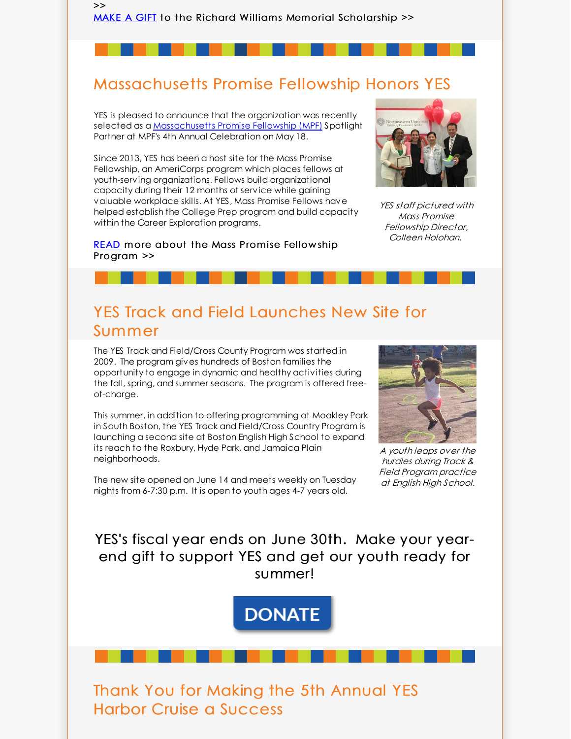>>
MAKE A GIFT to the Richard Williams Memorial Scholarship >>

## Massachusetts Promise Fellowship Honors YES

YES is pleased to announce that the organization was recently selected as a Massachusetts Promise Fellowship (MPF) Spotlight Partner at MPF's 4th Annual Celebration on May 18.

Since 2013, YES has been a host site for the Mass Promise Fellowship, an AmeriCorps program which places fellows at youth-serving organizations. Fellows build organizational capacity during their 12 months of service while gaining valuable workplace skills. At YES, Mass Promise Fellows have helped establish the College Prep program and build capacity within the Career Exploration programs.

READ more about the Mass Promise Fellowship Program >>

*YES staff pictured with Mass Promise Fellowship Director, Colleen Holohan.*

## YES Track and Field Launches New Site for Summer

The YES Track and Field/Cross County Program was started in 2009. The program gives hundreds of Boston families the opportunity to engage in dynamic and healthy activities during the fall, spring, and summer seasons. The program is offered free-of-charge.

This summer, in addition to offering programming at Moakley Park in South Boston, the YES Track and Field/Cross Country Program is launching a second site at Boston English High School to expand its reach to the Roxbury, Hyde Park, and Jamaica Plain neighborhoods.

The new site opened on June 14 and meets weekly on Tuesday nights from 6-7:30 p.m. It is open to youth ages 4-7 years old.

*A youth leaps over the hurdles during Track & Field Program practice at English High School.*

YES's fiscal year ends on June 30th. Make your year-end gift to support YES and get our youth ready for summer!

DONATE

## Thank You for Making the 5th Annual YES Harbor Cruise a Success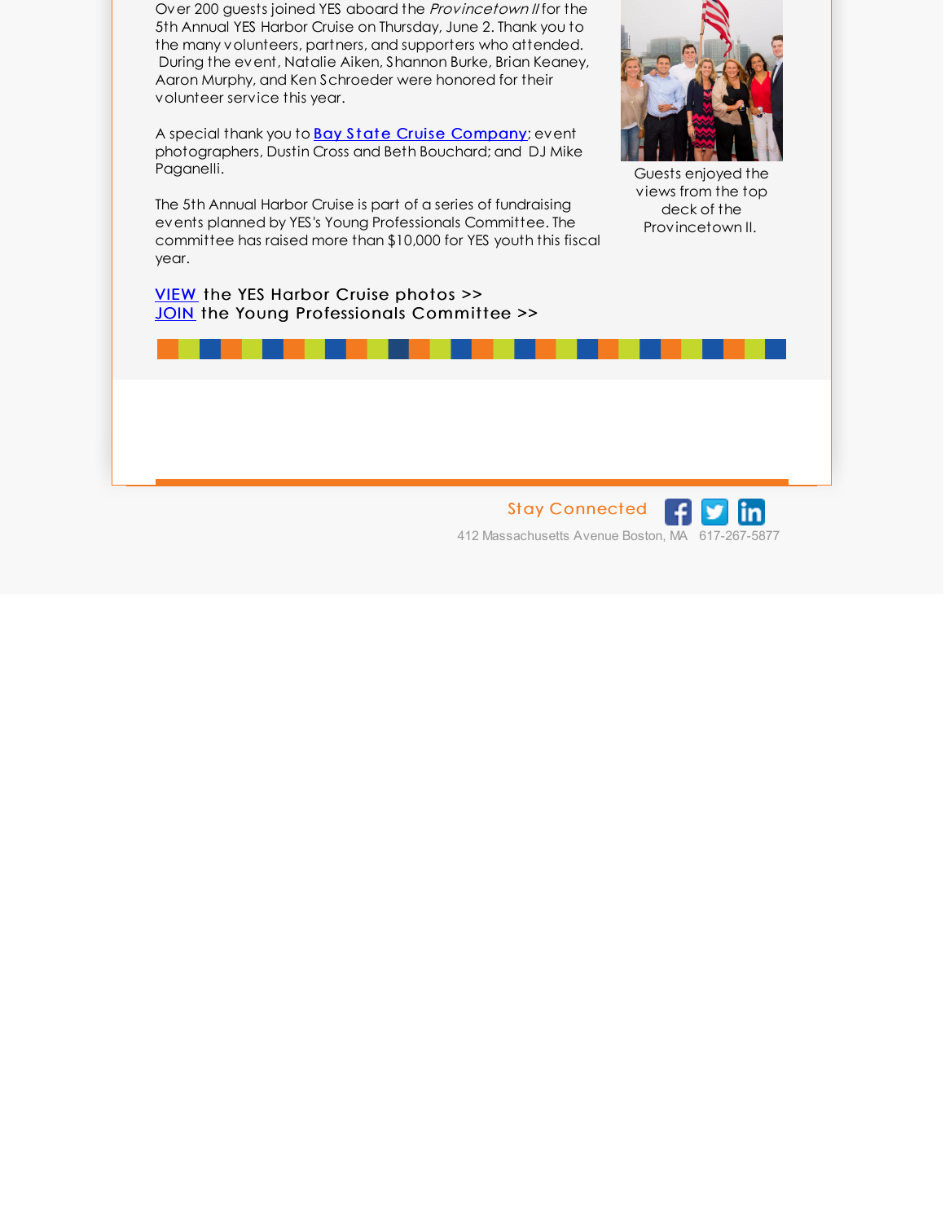Over 200 guests joined YES aboard the *Provincetown II* for the 5th Annual YES Harbor Cruise on Thursday, June 2. Thank you to the many volunteers, partners, and supporters who attended. During the event, Natalie Aiken, Shannon Burke, Brian Keaney, Aaron Murphy, and Ken Schroeder were honored for their volunteer service this year.

A special thank you to Bay State Cruise Company; event photographers, Dustin Cross and Beth Bouchard; and DJ Mike Paganelli.

The 5th Annual Harbor Cruise is part of a series of fundraising events planned by YES's Young Professionals Committee. The committee has raised more than $10,000 for YES youth this fiscal year.

VIEW the YES Harbor Cruise photos >>
JOIN the Young Professionals Committee >>

Guests enjoyed the views from the top deck of the Provincetown II.

Stay Connected

412 Massachusetts Avenue Boston, MA 617-267-5877